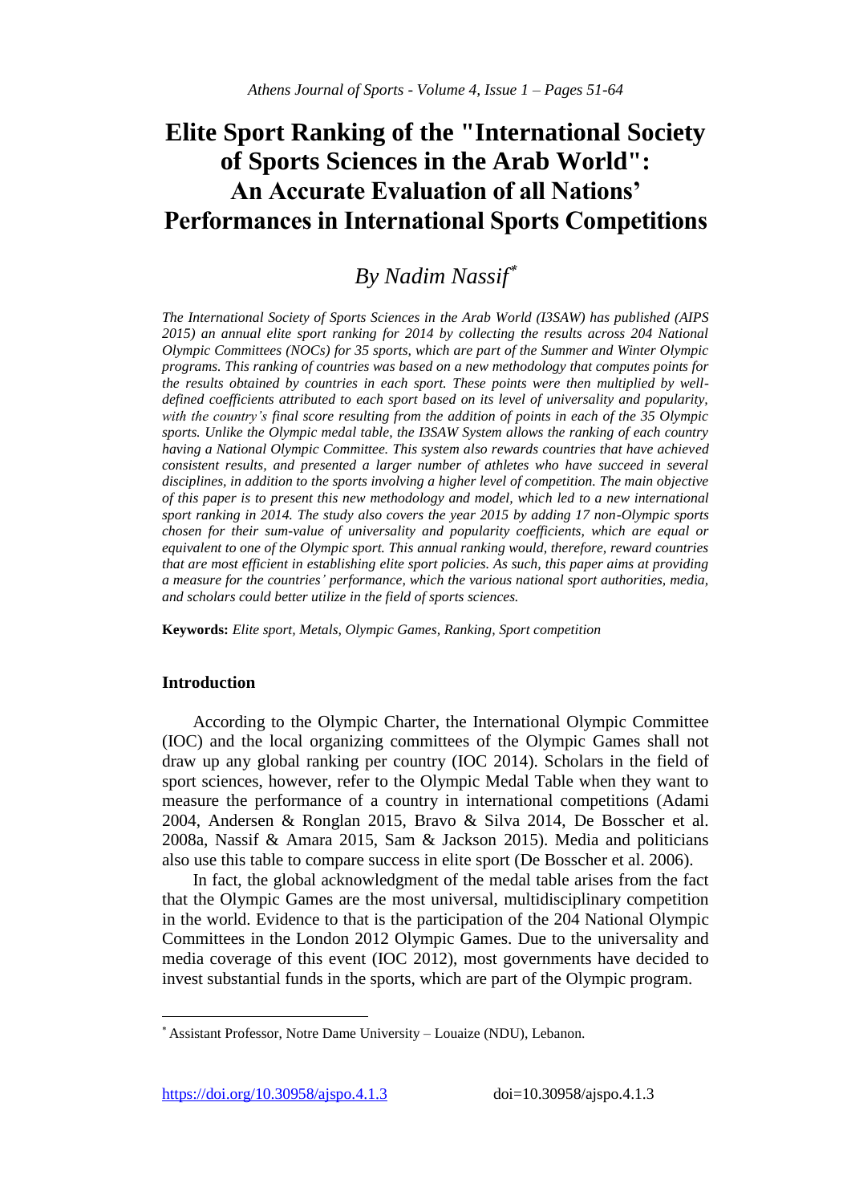# Elite Sport Ranking of the "International Society of Sports Sciences in the Arab World": An Accurate Evaluation of all Nations' Performances in International Sports Competitions

## *By Nadim Nassif*[*]

*The International Society of Sports Sciences in the Arab World (I3SAW) has published (AIPS 2015) an annual elite sport ranking for 2014 by collecting the results across 204 National Olympic Committees (NOCs) for 35 sports, which are part of the Summer and Winter Olympic programs. This ranking of countries was based on a new methodology that computes points for the results obtained by countries in each sport. These points were then multiplied by well-defined coefficients attributed to each sport based on its level of universality and popularity, with the country's final score resulting from the addition of points in each of the 35 Olympic sports. Unlike the Olympic medal table, the I3SAW System allows the ranking of each country having a National Olympic Committee. This system also rewards countries that have achieved consistent results, and presented a larger number of athletes who have succeed in several disciplines, in addition to the sports involving a higher level of competition. The main objective of this paper is to present this new methodology and model, which led to a new international sport ranking in 2014. The study also covers the year 2015 by adding 17 non-Olympic sports chosen for their sum-value of universality and popularity coefficients, which are equal or equivalent to one of the Olympic sport. This annual ranking would, therefore, reward countries that are most efficient in establishing elite sport policies. As such, this paper aims at providing a measure for the countries' performance, which the various national sport authorities, media, and scholars could better utilize in the field of sports sciences.*

**Keywords:** *Elite sport, Metals, Olympic Games, Ranking, Sport competition*

### Introduction

According to the Olympic Charter, the International Olympic Committee (IOC) and the local organizing committees of the Olympic Games shall not draw up any global ranking per country (IOC 2014). Scholars in the field of sport sciences, however, refer to the Olympic Medal Table when they want to measure the performance of a country in international competitions (Adami 2004, Andersen & Ronglan 2015, Bravo & Silva 2014, De Bosscher et al. 2008a, Nassif & Amara 2015, Sam & Jackson 2015). Media and politicians also use this table to compare success in elite sport (De Bosscher et al. 2006).

In fact, the global acknowledgment of the medal table arises from the fact that the Olympic Games are the most universal, multidisciplinary competition in the world. Evidence to that is the participation of the 204 National Olympic Committees in the London 2012 Olympic Games. Due to the universality and media coverage of this event (IOC 2012), most governments have decided to invest substantial funds in the sports, which are part of the Olympic program.

---

[*] Assistant Professor, Notre Dame University – Louaize (NDU), Lebanon.

https://doi.org/10.30958/ajspo.4.1.3 doi=10.30958/ajspo.4.1.3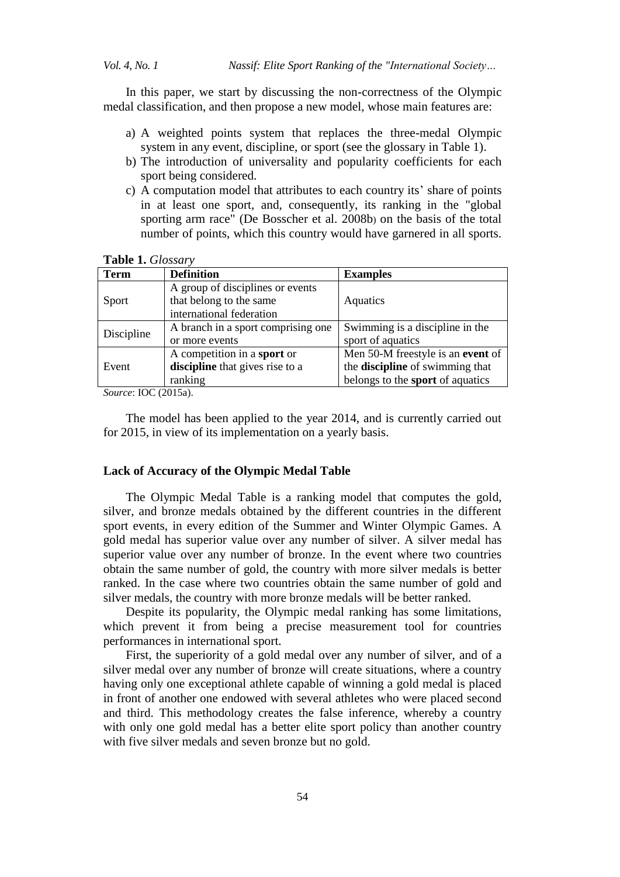In this paper, we start by discussing the non-correctness of the Olympic medal classification, and then propose a new model, whose main features are:

a) A weighted points system that replaces the three-medal Olympic system in any event, discipline, or sport (see the glossary in Table 1).
b) The introduction of universality and popularity coefficients for each sport being considered.
c) A computation model that attributes to each country its' share of points in at least one sport, and, consequently, its ranking in the "global sporting arm race" (De Bosscher et al. 2008b) on the basis of the total number of points, which this country would have garnered in all sports.

**Table 1.** *Glossary*

| Term | Definition | Examples |
|---|---|---|
| Sport | A group of disciplines or events that belong to the same international federation | Aquatics |
| Discipline | A branch in a sport comprising one or more events | Swimming is a discipline in the sport of aquatics |
| Event | A competition in a **sport** or **discipline** that gives rise to a ranking | Men 50-M freestyle is an **event** of the **discipline** of swimming that belongs to the **sport** of aquatics |

*Source*: IOC (2015a).

The model has been applied to the year 2014, and is currently carried out for 2015, in view of its implementation on a yearly basis.

### Lack of Accuracy of the Olympic Medal Table

The Olympic Medal Table is a ranking model that computes the gold, silver, and bronze medals obtained by the different countries in the different sport events, in every edition of the Summer and Winter Olympic Games. A gold medal has superior value over any number of silver. A silver medal has superior value over any number of bronze. In the event where two countries obtain the same number of gold, the country with more silver medals is better ranked. In the case where two countries obtain the same number of gold and silver medals, the country with more bronze medals will be better ranked.

Despite its popularity, the Olympic medal ranking has some limitations, which prevent it from being a precise measurement tool for countries performances in international sport.

First, the superiority of a gold medal over any number of silver, and of a silver medal over any number of bronze will create situations, where a country having only one exceptional athlete capable of winning a gold medal is placed in front of another one endowed with several athletes who were placed second and third. This methodology creates the false inference, whereby a country with only one gold medal has a better elite sport policy than another country with five silver medals and seven bronze but no gold.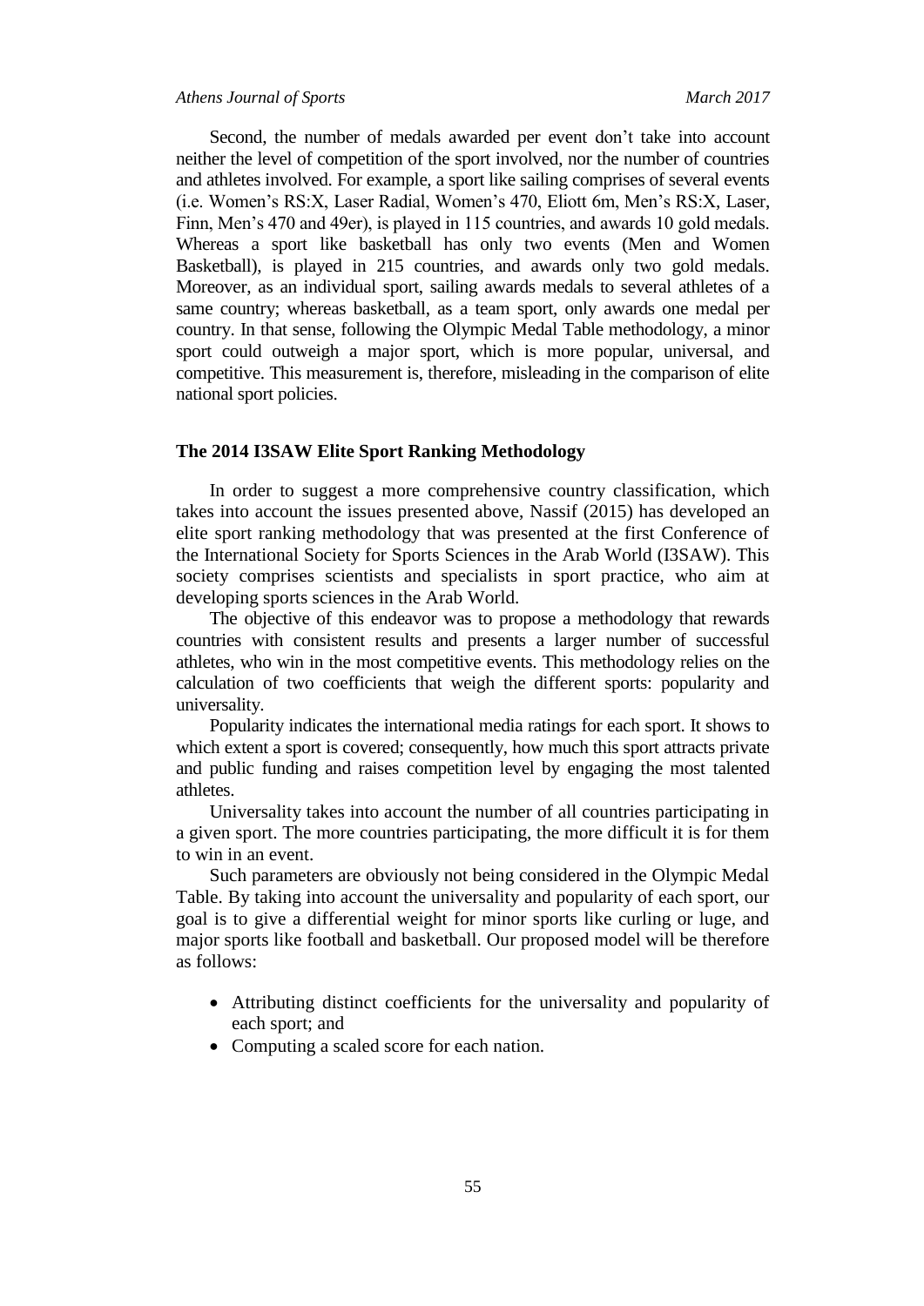Second, the number of medals awarded per event don't take into account neither the level of competition of the sport involved, nor the number of countries and athletes involved. For example, a sport like sailing comprises of several events (i.e. Women's RS:X, Laser Radial, Women's 470, Eliott 6m, Men's RS:X, Laser, Finn, Men's 470 and 49er), is played in 115 countries, and awards 10 gold medals. Whereas a sport like basketball has only two events (Men and Women Basketball), is played in 215 countries, and awards only two gold medals. Moreover, as an individual sport, sailing awards medals to several athletes of a same country; whereas basketball, as a team sport, only awards one medal per country. In that sense, following the Olympic Medal Table methodology, a minor sport could outweigh a major sport, which is more popular, universal, and competitive. This measurement is, therefore, misleading in the comparison of elite national sport policies.

## The 2014 I3SAW Elite Sport Ranking Methodology

In order to suggest a more comprehensive country classification, which takes into account the issues presented above, Nassif (2015) has developed an elite sport ranking methodology that was presented at the first Conference of the International Society for Sports Sciences in the Arab World (I3SAW). This society comprises scientists and specialists in sport practice, who aim at developing sports sciences in the Arab World.

The objective of this endeavor was to propose a methodology that rewards countries with consistent results and presents a larger number of successful athletes, who win in the most competitive events. This methodology relies on the calculation of two coefficients that weigh the different sports: popularity and universality.

Popularity indicates the international media ratings for each sport. It shows to which extent a sport is covered; consequently, how much this sport attracts private and public funding and raises competition level by engaging the most talented athletes.

Universality takes into account the number of all countries participating in a given sport. The more countries participating, the more difficult it is for them to win in an event.

Such parameters are obviously not being considered in the Olympic Medal Table. By taking into account the universality and popularity of each sport, our goal is to give a differential weight for minor sports like curling or luge, and major sports like football and basketball. Our proposed model will be therefore as follows:

- Attributing distinct coefficients for the universality and popularity of each sport; and
- Computing a scaled score for each nation.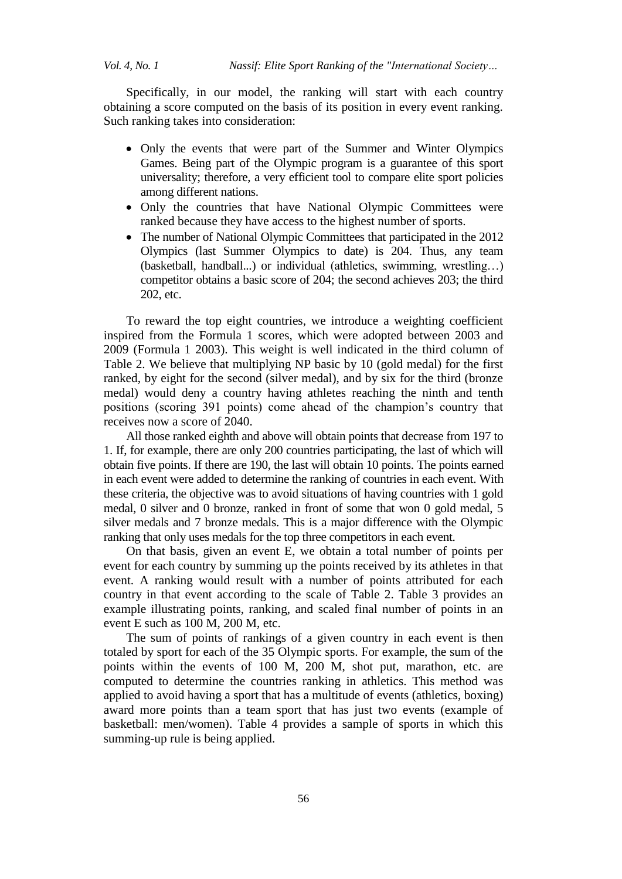Specifically, in our model, the ranking will start with each country obtaining a score computed on the basis of its position in every event ranking. Such ranking takes into consideration:

- Only the events that were part of the Summer and Winter Olympics Games. Being part of the Olympic program is a guarantee of this sport universality; therefore, a very efficient tool to compare elite sport policies among different nations.
- Only the countries that have National Olympic Committees were ranked because they have access to the highest number of sports.
- The number of National Olympic Committees that participated in the 2012 Olympics (last Summer Olympics to date) is 204. Thus, any team (basketball, handball...) or individual (athletics, swimming, wrestling…) competitor obtains a basic score of 204; the second achieves 203; the third 202, etc.

To reward the top eight countries, we introduce a weighting coefficient inspired from the Formula 1 scores, which were adopted between 2003 and 2009 (Formula 1 2003). This weight is well indicated in the third column of Table 2. We believe that multiplying NP basic by 10 (gold medal) for the first ranked, by eight for the second (silver medal), and by six for the third (bronze medal) would deny a country having athletes reaching the ninth and tenth positions (scoring 391 points) come ahead of the champion's country that receives now a score of 2040.

All those ranked eighth and above will obtain points that decrease from 197 to 1. If, for example, there are only 200 countries participating, the last of which will obtain five points. If there are 190, the last will obtain 10 points. The points earned in each event were added to determine the ranking of countries in each event. With these criteria, the objective was to avoid situations of having countries with 1 gold medal, 0 silver and 0 bronze, ranked in front of some that won 0 gold medal, 5 silver medals and 7 bronze medals. This is a major difference with the Olympic ranking that only uses medals for the top three competitors in each event.

On that basis, given an event E, we obtain a total number of points per event for each country by summing up the points received by its athletes in that event. A ranking would result with a number of points attributed for each country in that event according to the scale of Table 2. Table 3 provides an example illustrating points, ranking, and scaled final number of points in an event E such as 100 M, 200 M, etc.

The sum of points of rankings of a given country in each event is then totaled by sport for each of the 35 Olympic sports. For example, the sum of the points within the events of 100 M, 200 M, shot put, marathon, etc. are computed to determine the countries ranking in athletics. This method was applied to avoid having a sport that has a multitude of events (athletics, boxing) award more points than a team sport that has just two events (example of basketball: men/women). Table 4 provides a sample of sports in which this summing-up rule is being applied.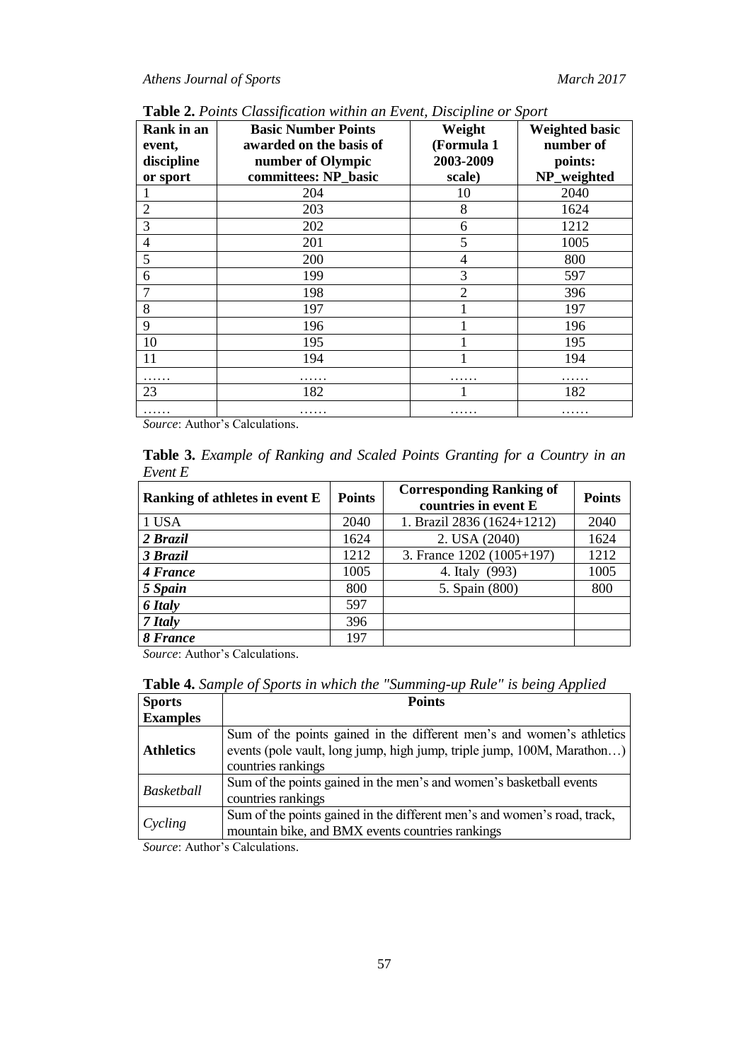**Table 2.** *Points Classification within an Event, Discipline or Sport*

| Rank in an event, discipline or sport | Basic Number Points awarded on the basis of number of Olympic committees: NP_basic | Weight (Formula 1 2003-2009 scale) | Weighted basic number of points: NP_weighted |
|---|---|---|---|
| 1 | 204 | 10 | 2040 |
| 2 | 203 | 8 | 1624 |
| 3 | 202 | 6 | 1212 |
| 4 | 201 | 5 | 1005 |
| 5 | 200 | 4 | 800 |
| 6 | 199 | 3 | 597 |
| 7 | 198 | 2 | 396 |
| 8 | 197 | 1 | 197 |
| 9 | 196 | 1 | 196 |
| 10 | 195 | 1 | 195 |
| 11 | 194 | 1 | 194 |
| …… | …… | …… | …… |
| 23 | 182 | 1 | 182 |
| …… | …… | …… | …… |

*Source*: Author's Calculations.

**Table 3.** *Example of Ranking and Scaled Points Granting for a Country in an Event E*

| Ranking of athletes in event E | Points | Corresponding Ranking of countries in event E | Points |
|---|---|---|---|
| 1 USA | 2040 | 1. Brazil 2836 (1624+1212) | 2040 |
| ***2 Brazil*** | 1624 | 2. USA (2040) | 1624 |
| ***3 Brazil*** | 1212 | 3. France 1202 (1005+197) | 1212 |
| ***4 France*** | 1005 | 4. Italy (993) | 1005 |
| ***5 Spain*** | 800 | 5. Spain (800) | 800 |
| ***6 Italy*** | 597 | | |
| ***7 Italy*** | 396 | | |
| ***8 France*** | 197 | | |

*Source*: Author's Calculations.

**Table 4.** *Sample of Sports in which the "Summing-up Rule" is being Applied*

| Sports Examples | Points |
|---|---|
| **Athletics** | Sum of the points gained in the different men's and women's athletics events (pole vault, long jump, high jump, triple jump, 100M, Marathon…) countries rankings |
| *Basketball* | Sum of the points gained in the men's and women's basketball events countries rankings |
| *Cycling* | Sum of the points gained in the different men's and women's road, track, mountain bike, and BMX events countries rankings |

*Source*: Author's Calculations.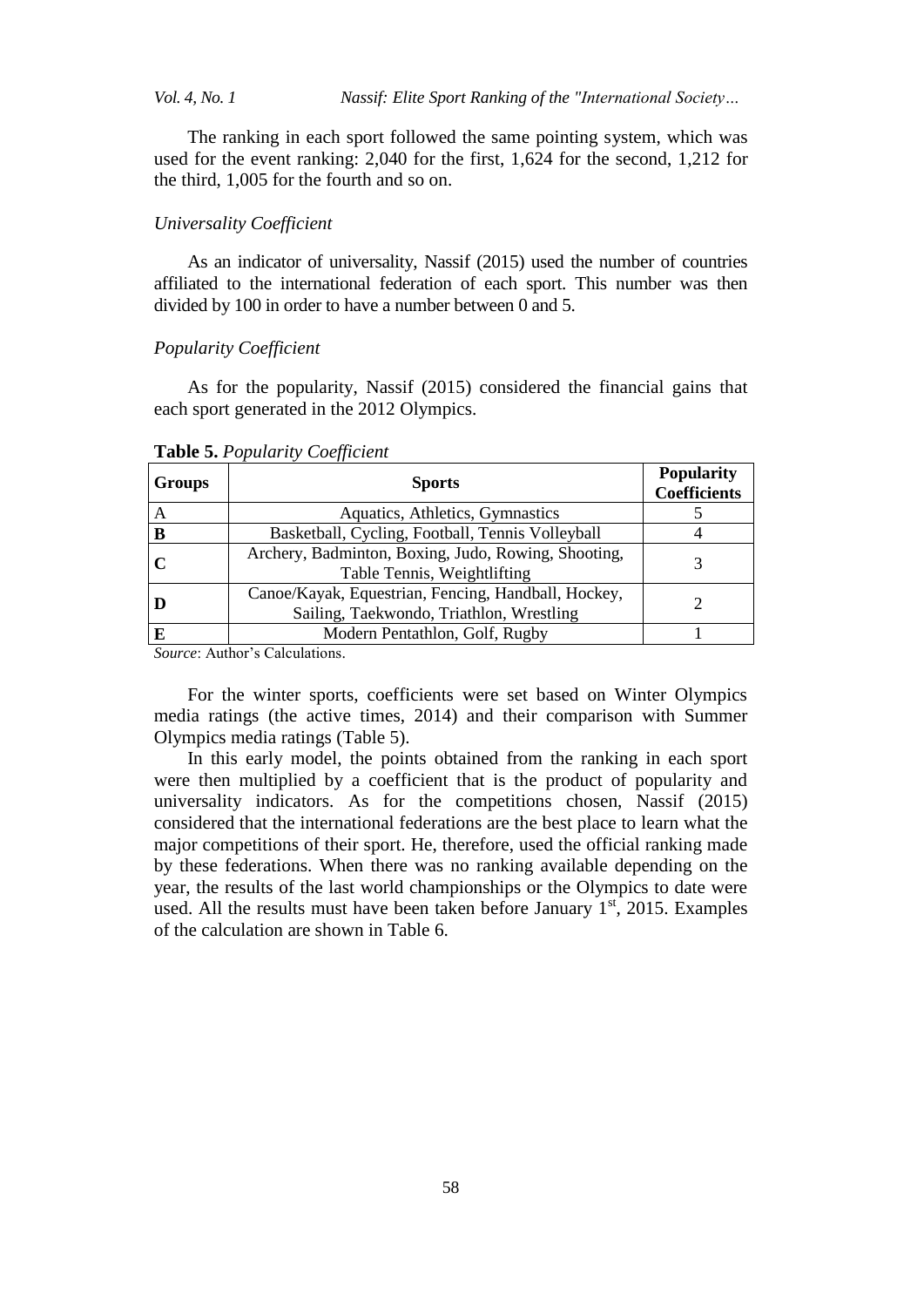The ranking in each sport followed the same pointing system, which was used for the event ranking: 2,040 for the first, 1,624 for the second, 1,212 for the third, 1,005 for the fourth and so on.

### *Universality Coefficient*

As an indicator of universality, Nassif (2015) used the number of countries affiliated to the international federation of each sport. This number was then divided by 100 in order to have a number between 0 and 5.

### *Popularity Coefficient*

As for the popularity, Nassif (2015) considered the financial gains that each sport generated in the 2012 Olympics.

**Table 5.** *Popularity Coefficient*

| Groups | Sports | Popularity Coefficients |
|---|---|---|
| A | Aquatics, Athletics, Gymnastics | 5 |
| **B** | Basketball, Cycling, Football, Tennis Volleyball | 4 |
| **C** | Archery, Badminton, Boxing, Judo, Rowing, Shooting, Table Tennis, Weightlifting | 3 |
| **D** | Canoe/Kayak, Equestrian, Fencing, Handball, Hockey, Sailing, Taekwondo, Triathlon, Wrestling | 2 |
| **E** | Modern Pentathlon, Golf, Rugby | 1 |

*Source*: Author's Calculations.

For the winter sports, coefficients were set based on Winter Olympics media ratings (the active times, 2014) and their comparison with Summer Olympics media ratings (Table 5).

In this early model, the points obtained from the ranking in each sport were then multiplied by a coefficient that is the product of popularity and universality indicators. As for the competitions chosen, Nassif (2015) considered that the international federations are the best place to learn what the major competitions of their sport. He, therefore, used the official ranking made by these federations. When there was no ranking available depending on the year, the results of the last world championships or the Olympics to date were used. All the results must have been taken before January 1st, 2015. Examples of the calculation are shown in Table 6.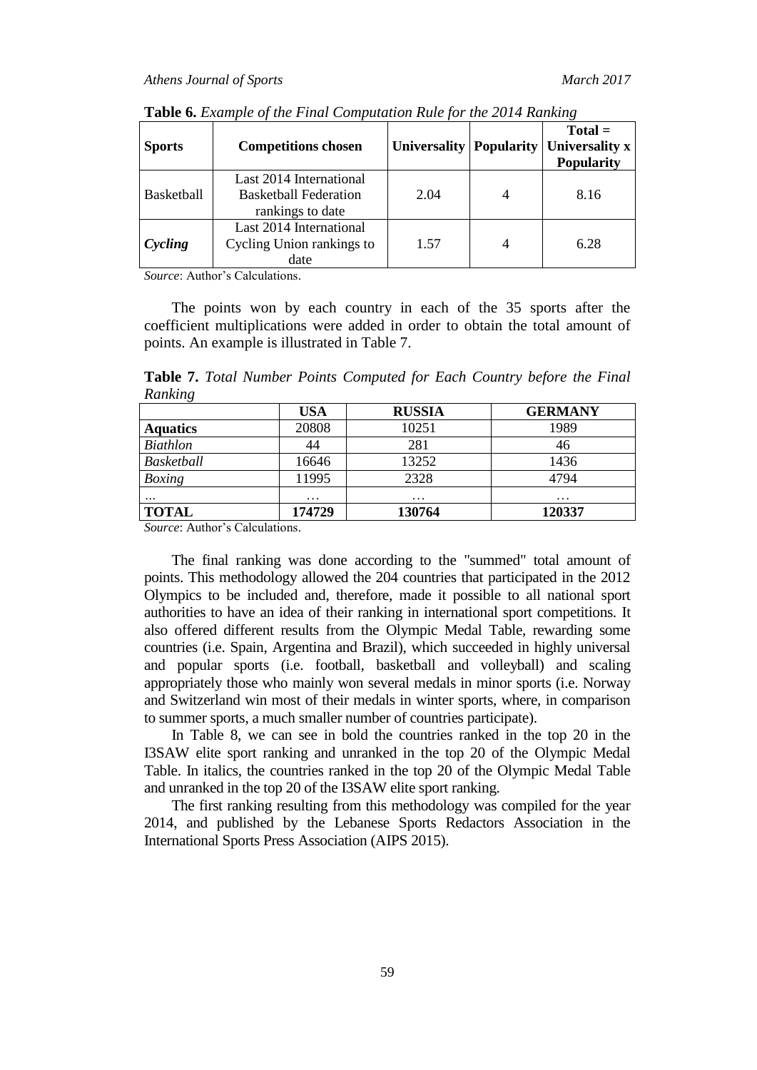**Table 6.** *Example of the Final Computation Rule for the 2014 Ranking*

| Sports | Competitions chosen | Universality | Popularity | Total = Universality x Popularity |
|---|---|---|---|---|
| Basketball | Last 2014 International Basketball Federation rankings to date | 2.04 | 4 | 8.16 |
| ***Cycling*** | Last 2014 International Cycling Union rankings to date | 1.57 | 4 | 6.28 |

*Source*: Author's Calculations.

The points won by each country in each of the 35 sports after the coefficient multiplications were added in order to obtain the total amount of points. An example is illustrated in Table 7.

**Table 7.** *Total Number Points Computed for Each Country before the Final Ranking*

| | USA | RUSSIA | GERMANY |
|---|---|---|---|
| **Aquatics** | 20808 | 10251 | 1989 |
| *Biathlon* | 44 | 281 | 46 |
| *Basketball* | 16646 | 13252 | 1436 |
| *Boxing* | 11995 | 2328 | 4794 |
| ... | … | … | … |
| **TOTAL** | **174729** | **130764** | **120337** |

*Source*: Author's Calculations.

The final ranking was done according to the "summed" total amount of points. This methodology allowed the 204 countries that participated in the 2012 Olympics to be included and, therefore, made it possible to all national sport authorities to have an idea of their ranking in international sport competitions. It also offered different results from the Olympic Medal Table, rewarding some countries (i.e. Spain, Argentina and Brazil), which succeeded in highly universal and popular sports (i.e. football, basketball and volleyball) and scaling appropriately those who mainly won several medals in minor sports (i.e. Norway and Switzerland win most of their medals in winter sports, where, in comparison to summer sports, a much smaller number of countries participate).

In Table 8, we can see in bold the countries ranked in the top 20 in the I3SAW elite sport ranking and unranked in the top 20 of the Olympic Medal Table. In italics, the countries ranked in the top 20 of the Olympic Medal Table and unranked in the top 20 of the I3SAW elite sport ranking.

The first ranking resulting from this methodology was compiled for the year 2014, and published by the Lebanese Sports Redactors Association in the International Sports Press Association (AIPS 2015).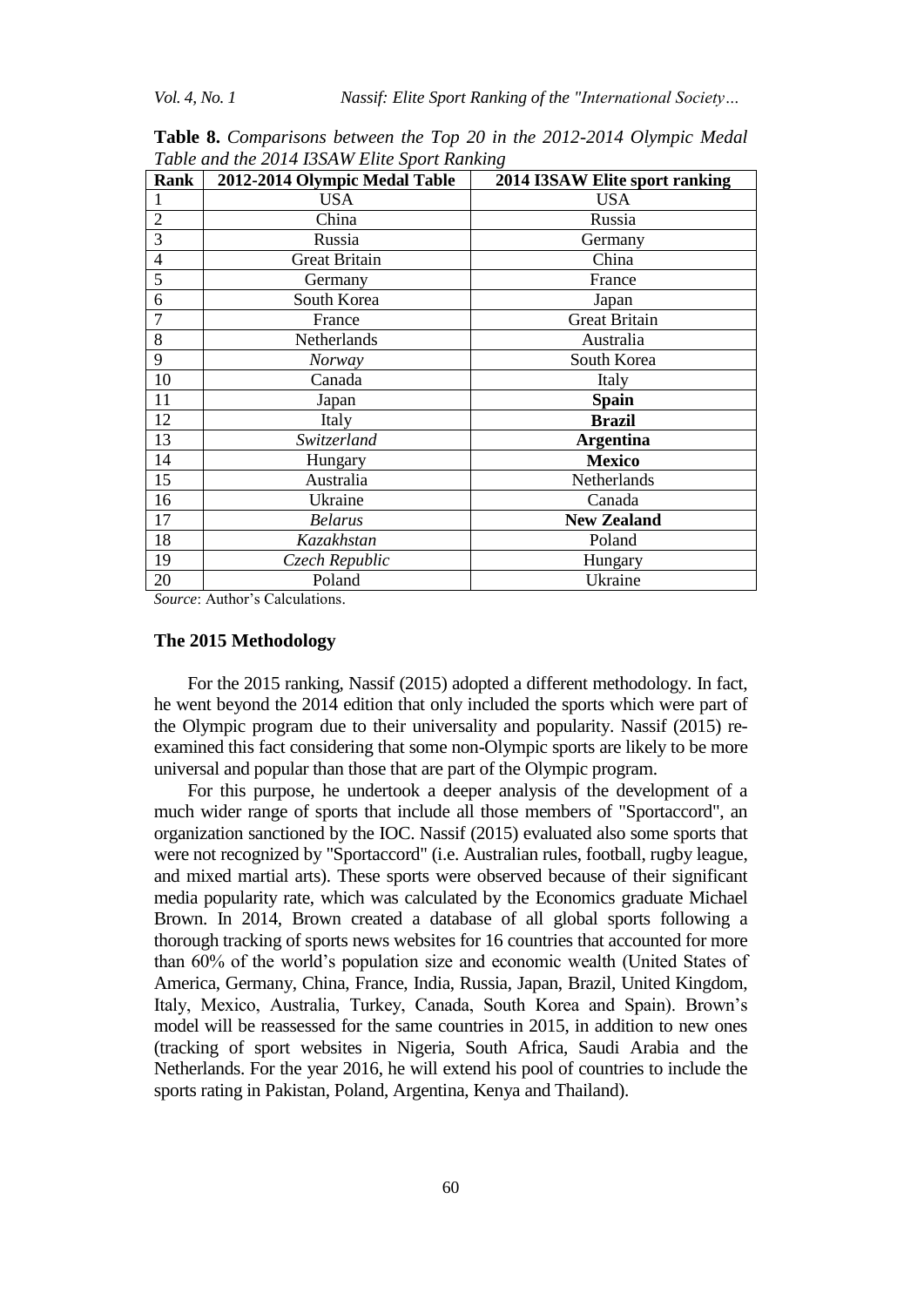**Table 8.** *Comparisons between the Top 20 in the 2012-2014 Olympic Medal Table and the 2014 I3SAW Elite Sport Ranking*

| Rank | 2012-2014 Olympic Medal Table | 2014 I3SAW Elite sport ranking |
|---|---|---|
| 1 | USA | USA |
| 2 | China | Russia |
| 3 | Russia | Germany |
| 4 | Great Britain | China |
| 5 | Germany | France |
| 6 | South Korea | Japan |
| 7 | France | Great Britain |
| 8 | Netherlands | Australia |
| 9 | *Norway* | South Korea |
| 10 | Canada | Italy |
| 11 | Japan | **Spain** |
| 12 | Italy | **Brazil** |
| 13 | *Switzerland* | **Argentina** |
| 14 | Hungary | **Mexico** |
| 15 | Australia | Netherlands |
| 16 | Ukraine | Canada |
| 17 | *Belarus* | **New Zealand** |
| 18 | *Kazakhstan* | Poland |
| 19 | *Czech Republic* | Hungary |
| 20 | Poland | Ukraine |

*Source*: Author's Calculations.

### The 2015 Methodology

For the 2015 ranking, Nassif (2015) adopted a different methodology. In fact, he went beyond the 2014 edition that only included the sports which were part of the Olympic program due to their universality and popularity. Nassif (2015) re-examined this fact considering that some non-Olympic sports are likely to be more universal and popular than those that are part of the Olympic program.

For this purpose, he undertook a deeper analysis of the development of a much wider range of sports that include all those members of "Sportaccord", an organization sanctioned by the IOC. Nassif (2015) evaluated also some sports that were not recognized by "Sportaccord" (i.e. Australian rules, football, rugby league, and mixed martial arts). These sports were observed because of their significant media popularity rate, which was calculated by the Economics graduate Michael Brown. In 2014, Brown created a database of all global sports following a thorough tracking of sports news websites for 16 countries that accounted for more than 60% of the world's population size and economic wealth (United States of America, Germany, China, France, India, Russia, Japan, Brazil, United Kingdom, Italy, Mexico, Australia, Turkey, Canada, South Korea and Spain). Brown's model will be reassessed for the same countries in 2015, in addition to new ones (tracking of sport websites in Nigeria, South Africa, Saudi Arabia and the Netherlands. For the year 2016, he will extend his pool of countries to include the sports rating in Pakistan, Poland, Argentina, Kenya and Thailand).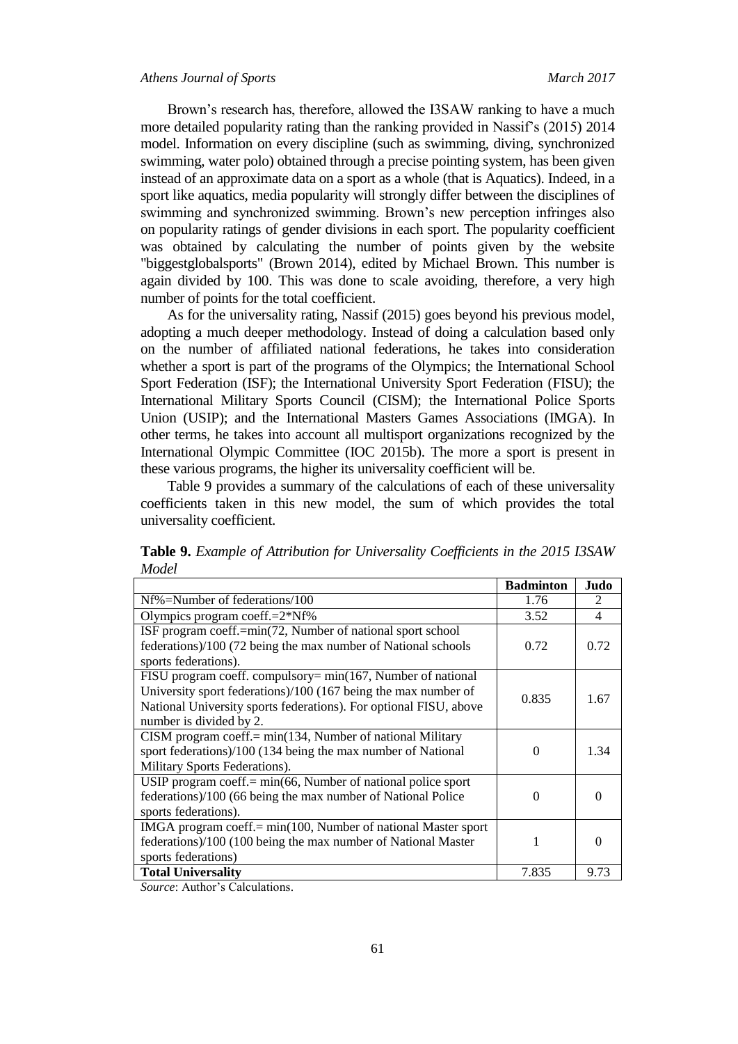Brown's research has, therefore, allowed the I3SAW ranking to have a much more detailed popularity rating than the ranking provided in Nassif's (2015) 2014 model. Information on every discipline (such as swimming, diving, synchronized swimming, water polo) obtained through a precise pointing system, has been given instead of an approximate data on a sport as a whole (that is Aquatics). Indeed, in a sport like aquatics, media popularity will strongly differ between the disciplines of swimming and synchronized swimming. Brown's new perception infringes also on popularity ratings of gender divisions in each sport. The popularity coefficient was obtained by calculating the number of points given by the website "biggestglobalsports" (Brown 2014), edited by Michael Brown. This number is again divided by 100. This was done to scale avoiding, therefore, a very high number of points for the total coefficient.

As for the universality rating, Nassif (2015) goes beyond his previous model, adopting a much deeper methodology. Instead of doing a calculation based only on the number of affiliated national federations, he takes into consideration whether a sport is part of the programs of the Olympics; the International School Sport Federation (ISF); the International University Sport Federation (FISU); the International Military Sports Council (CISM); the International Police Sports Union (USIP); and the International Masters Games Associations (IMGA). In other terms, he takes into account all multisport organizations recognized by the International Olympic Committee (IOC 2015b). The more a sport is present in these various programs, the higher its universality coefficient will be.

Table 9 provides a summary of the calculations of each of these universality coefficients taken in this new model, the sum of which provides the total universality coefficient.

**Table 9.** *Example of Attribution for Universality Coefficients in the 2015 I3SAW Model*

| | **Badminton** | **Judo** |
|---|---|---|
| Nf%=Number of federations/100 | 1.76 | 2 |
| Olympics program coeff.=2*Nf% | 3.52 | 4 |
| ISF program coeff.=min(72, Number of national sport school federations)/100 (72 being the max number of National schools sports federations). | 0.72 | 0.72 |
| FISU program coeff. compulsory= min(167, Number of national University sport federations)/100 (167 being the max number of National University sports federations). For optional FISU, above number is divided by 2. | 0.835 | 1.67 |
| CISM program coeff.= min(134, Number of national Military sport federations)/100 (134 being the max number of National Military Sports Federations). | 0 | 1.34 |
| USIP program coeff.= min(66, Number of national police sport federations)/100 (66 being the max number of National Police sports federations). | 0 | 0 |
| IMGA program coeff.= min(100, Number of national Master sport federations)/100 (100 being the max number of National Master sports federations) | 1 | 0 |
| **Total Universality** | 7.835 | 9.73 |

*Source*: Author's Calculations.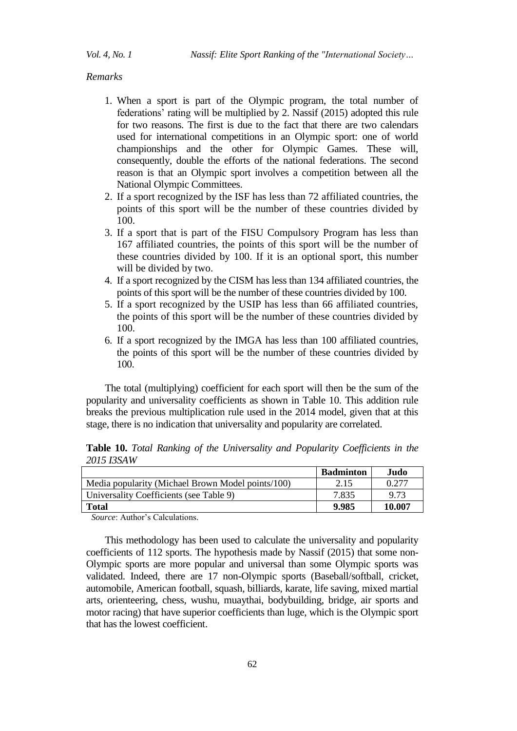*Remarks*

1. When a sport is part of the Olympic program, the total number of federations' rating will be multiplied by 2. Nassif (2015) adopted this rule for two reasons. The first is due to the fact that there are two calendars used for international competitions in an Olympic sport: one of world championships and the other for Olympic Games. These will, consequently, double the efforts of the national federations. The second reason is that an Olympic sport involves a competition between all the National Olympic Committees.
2. If a sport recognized by the ISF has less than 72 affiliated countries, the points of this sport will be the number of these countries divided by 100.
3. If a sport that is part of the FISU Compulsory Program has less than 167 affiliated countries, the points of this sport will be the number of these countries divided by 100. If it is an optional sport, this number will be divided by two.
4. If a sport recognized by the CISM has less than 134 affiliated countries, the points of this sport will be the number of these countries divided by 100.
5. If a sport recognized by the USIP has less than 66 affiliated countries, the points of this sport will be the number of these countries divided by 100.
6. If a sport recognized by the IMGA has less than 100 affiliated countries, the points of this sport will be the number of these countries divided by 100.

The total (multiplying) coefficient for each sport will then be the sum of the popularity and universality coefficients as shown in Table 10. This addition rule breaks the previous multiplication rule used in the 2014 model, given that at this stage, there is no indication that universality and popularity are correlated.

**Table 10.** *Total Ranking of the Universality and Popularity Coefficients in the 2015 I3SAW*

| | **Badminton** | **Judo** |
|---|---|---|
| Media popularity (Michael Brown Model points/100) | 2.15 | 0.277 |
| Universality Coefficients (see Table 9) | 7.835 | 9.73 |
| **Total** | **9.985** | **10.007** |

*Source*: Author's Calculations.

This methodology has been used to calculate the universality and popularity coefficients of 112 sports. The hypothesis made by Nassif (2015) that some non-Olympic sports are more popular and universal than some Olympic sports was validated. Indeed, there are 17 non-Olympic sports (Baseball/softball, cricket, automobile, American football, squash, billiards, karate, life saving, mixed martial arts, orienteering, chess, wushu, muaythai, bodybuilding, bridge, air sports and motor racing) that have superior coefficients than luge, which is the Olympic sport that has the lowest coefficient.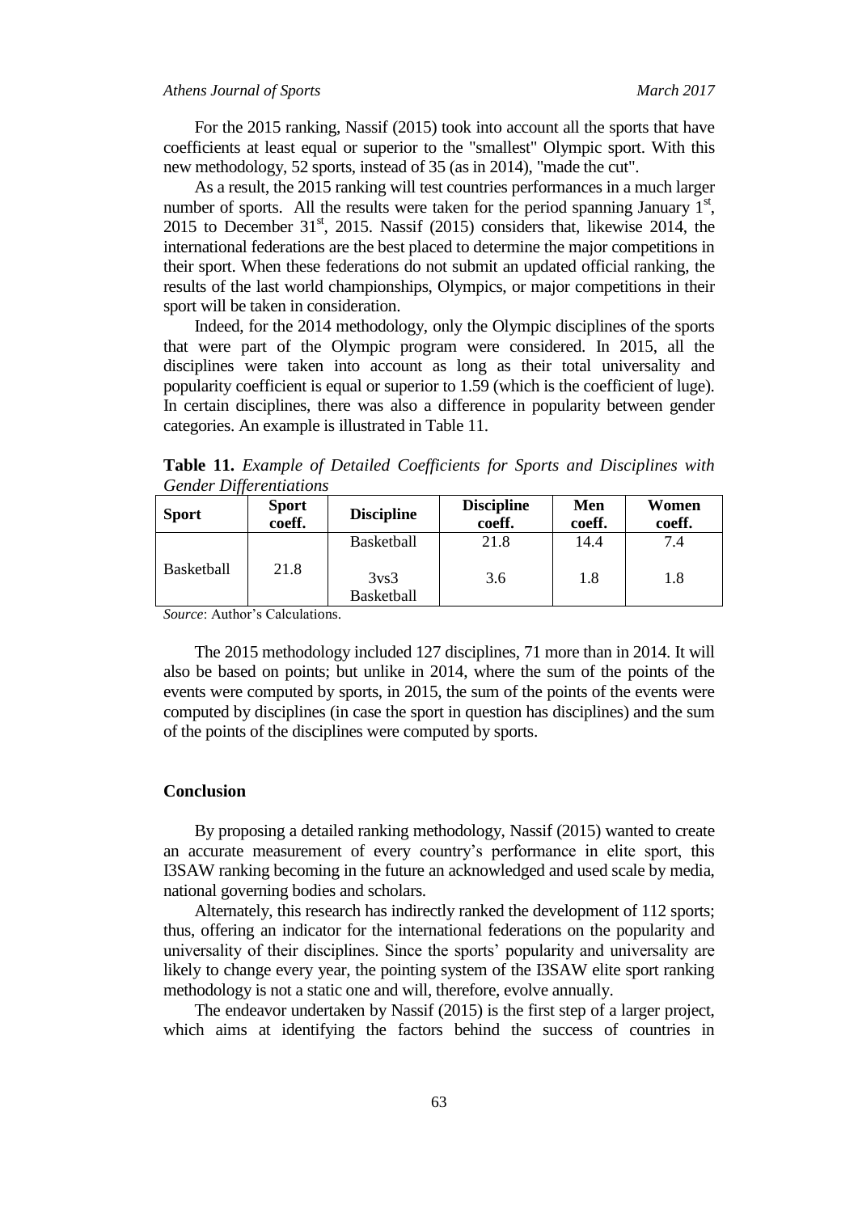For the 2015 ranking, Nassif (2015) took into account all the sports that have coefficients at least equal or superior to the "smallest" Olympic sport. With this new methodology, 52 sports, instead of 35 (as in 2014), "made the cut".

As a result, the 2015 ranking will test countries performances in a much larger number of sports. All the results were taken for the period spanning January 1st, 2015 to December 31st, 2015. Nassif (2015) considers that, likewise 2014, the international federations are the best placed to determine the major competitions in their sport. When these federations do not submit an updated official ranking, the results of the last world championships, Olympics, or major competitions in their sport will be taken in consideration.

Indeed, for the 2014 methodology, only the Olympic disciplines of the sports that were part of the Olympic program were considered. In 2015, all the disciplines were taken into account as long as their total universality and popularity coefficient is equal or superior to 1.59 (which is the coefficient of luge). In certain disciplines, there was also a difference in popularity between gender categories. An example is illustrated in Table 11.

**Table 11.** *Example of Detailed Coefficients for Sports and Disciplines with Gender Differentiations*

| Sport | Sport coeff. | Discipline | Discipline coeff. | Men coeff. | Women coeff. |
|---|---|---|---|---|---|
| Basketball | 21.8 | Basketball | 21.8 | 14.4 | 7.4 |
| | | 3vs3 Basketball | 3.6 | 1.8 | 1.8 |

*Source*: Author's Calculations.

The 2015 methodology included 127 disciplines, 71 more than in 2014. It will also be based on points; but unlike in 2014, where the sum of the points of the events were computed by sports, in 2015, the sum of the points of the events were computed by disciplines (in case the sport in question has disciplines) and the sum of the points of the disciplines were computed by sports.

## Conclusion

By proposing a detailed ranking methodology, Nassif (2015) wanted to create an accurate measurement of every country's performance in elite sport, this I3SAW ranking becoming in the future an acknowledged and used scale by media, national governing bodies and scholars.

Alternately, this research has indirectly ranked the development of 112 sports; thus, offering an indicator for the international federations on the popularity and universality of their disciplines. Since the sports' popularity and universality are likely to change every year, the pointing system of the I3SAW elite sport ranking methodology is not a static one and will, therefore, evolve annually.

The endeavor undertaken by Nassif (2015) is the first step of a larger project, which aims at identifying the factors behind the success of countries in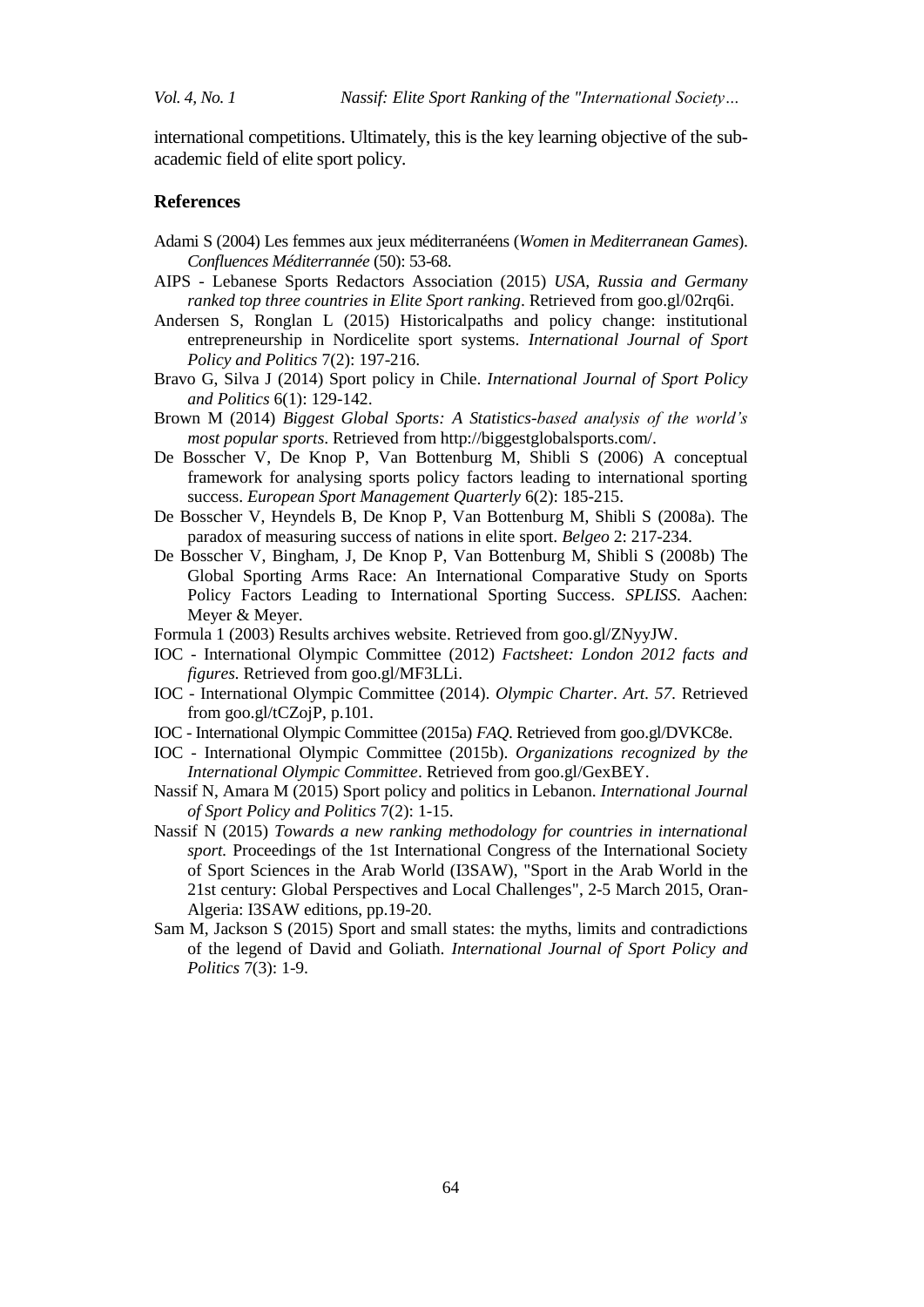international competitions. Ultimately, this is the key learning objective of the sub-academic field of elite sport policy.

## References

Adami S (2004) Les femmes aux jeux méditerranéens (*Women in Mediterranean Games*). *Confluences Méditerrannée* (50): 53-68.

AIPS - Lebanese Sports Redactors Association (2015) *USA, Russia and Germany ranked top three countries in Elite Sport ranking*. Retrieved from goo.gl/02rq6i.

Andersen S, Ronglan L (2015) Historicalpaths and policy change: institutional entrepreneurship in Nordicelite sport systems. *International Journal of Sport Policy and Politics* 7(2): 197-216.

Bravo G, Silva J (2014) Sport policy in Chile. *International Journal of Sport Policy and Politics* 6(1): 129-142.

Brown M (2014) *Biggest Global Sports: A Statistics-based analysis of the world's most popular sports*. Retrieved from http://biggestglobalsports.com/.

De Bosscher V, De Knop P, Van Bottenburg M, Shibli S (2006) A conceptual framework for analysing sports policy factors leading to international sporting success. *European Sport Management Quarterly* 6(2): 185-215.

De Bosscher V, Heyndels B, De Knop P, Van Bottenburg M, Shibli S (2008a). The paradox of measuring success of nations in elite sport. *Belgeo* 2: 217-234.

De Bosscher V, Bingham, J, De Knop P, Van Bottenburg M, Shibli S (2008b) The Global Sporting Arms Race: An International Comparative Study on Sports Policy Factors Leading to International Sporting Success. *SPLISS*. Aachen: Meyer & Meyer.

Formula 1 (2003) Results archives website. Retrieved from goo.gl/ZNyyJW.

IOC - International Olympic Committee (2012) *Factsheet: London 2012 facts and figures.* Retrieved from goo.gl/MF3LLi.

IOC - International Olympic Committee (2014). *Olympic Charter*. *Art. 57.* Retrieved from goo.gl/tCZojP, p.101.

IOC - International Olympic Committee (2015a) *FAQ*. Retrieved from goo.gl/DVKC8e.

IOC - International Olympic Committee (2015b). *Organizations recognized by the International Olympic Committee*. Retrieved from goo.gl/GexBEY.

Nassif N, Amara M (2015) Sport policy and politics in Lebanon. *International Journal of Sport Policy and Politics* 7(2): 1-15.

Nassif N (2015) *Towards a new ranking methodology for countries in international sport.* Proceedings of the 1st International Congress of the International Society of Sport Sciences in the Arab World (I3SAW), "Sport in the Arab World in the 21st century: Global Perspectives and Local Challenges", 2-5 March 2015, Oran-Algeria: I3SAW editions, pp.19-20.

Sam M, Jackson S (2015) Sport and small states: the myths, limits and contradictions of the legend of David and Goliath. *International Journal of Sport Policy and Politics* 7(3): 1-9.